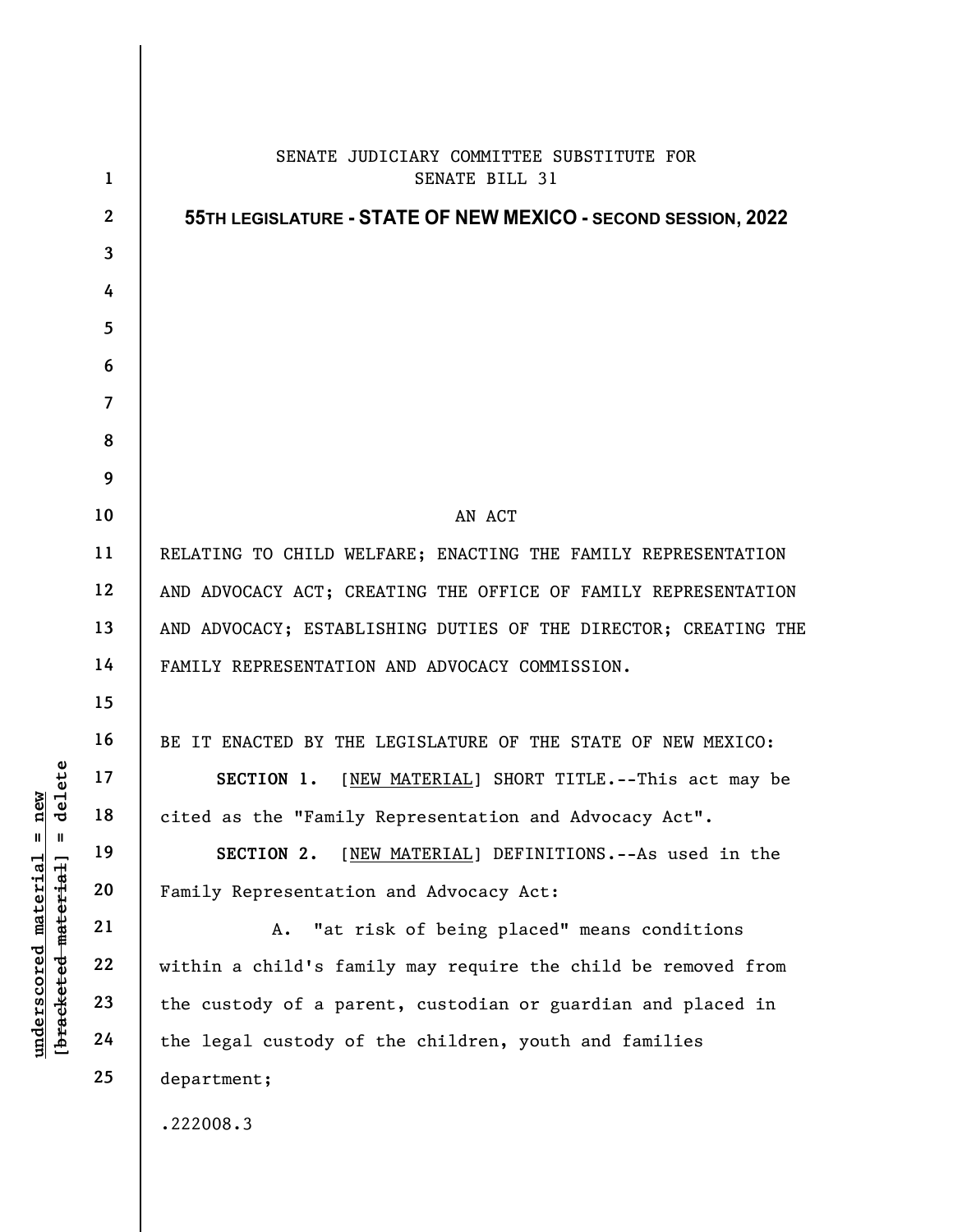SENATE JUDICIARY COMMITTEE SUBSTITUTE FOR
SENATE BILL 31

**55TH LEGISLATURE - STATE OF NEW MEXICO - SECOND SESSION, 2022**

AN ACT

RELATING TO CHILD WELFARE; ENACTING THE FAMILY REPRESENTATION AND ADVOCACY ACT; CREATING THE OFFICE OF FAMILY REPRESENTATION AND ADVOCACY; ESTABLISHING DUTIES OF THE DIRECTOR; CREATING THE FAMILY REPRESENTATION AND ADVOCACY COMMISSION.

BE IT ENACTED BY THE LEGISLATURE OF THE STATE OF NEW MEXICO:

**SECTION 1.** [NEW MATERIAL] SHORT TITLE.--This act may be cited as the "Family Representation and Advocacy Act".

**SECTION 2.** [NEW MATERIAL] DEFINITIONS.--As used in the Family Representation and Advocacy Act:

A. "at risk of being placed" means conditions within a child's family may require the child be removed from the custody of a parent, custodian or guardian and placed in the legal custody of the children, youth and families department;

.222008.3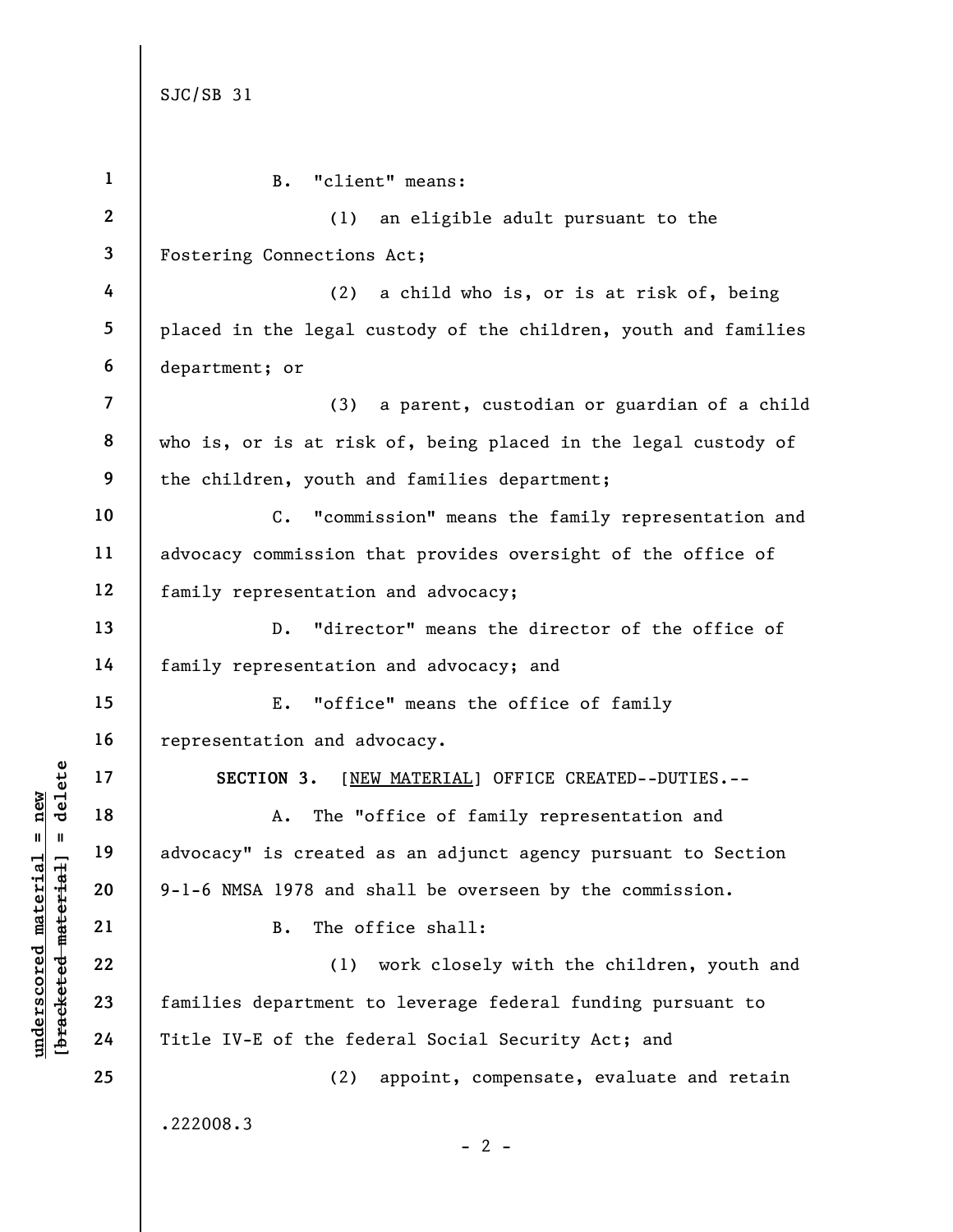B. "client" means:

(1) an eligible adult pursuant to the Fostering Connections Act;

(2) a child who is, or is at risk of, being placed in the legal custody of the children, youth and families department; or

(3) a parent, custodian or guardian of a child who is, or is at risk of, being placed in the legal custody of the children, youth and families department;

C. "commission" means the family representation and advocacy commission that provides oversight of the office of family representation and advocacy;

D. "director" means the director of the office of family representation and advocacy; and

E. "office" means the office of family representation and advocacy.

**SECTION 3.** [NEW MATERIAL] OFFICE CREATED--DUTIES.--

A. The "office of family representation and advocacy" is created as an adjunct agency pursuant to Section 9-1-6 NMSA 1978 and shall be overseen by the commission.

B. The office shall:

(1) work closely with the children, youth and families department to leverage federal funding pursuant to Title IV-E of the federal Social Security Act; and

(2) appoint, compensate, evaluate and retain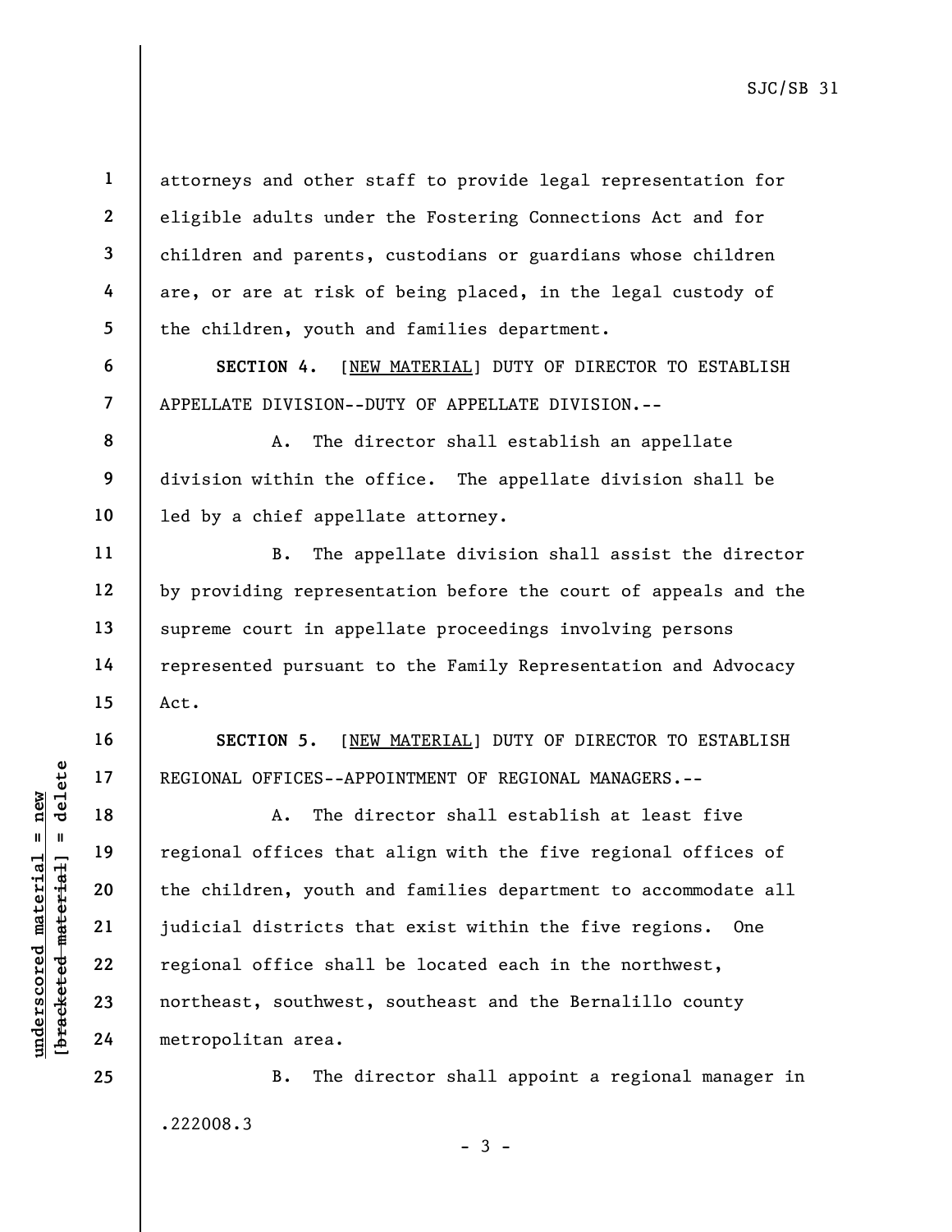attorneys and other staff to provide legal representation for eligible adults under the Fostering Connections Act and for children and parents, custodians or guardians whose children are, or are at risk of being placed, in the legal custody of the children, youth and families department.

**SECTION 4.** [<u>NEW MATERIAL</u>] DUTY OF DIRECTOR TO ESTABLISH APPELLATE DIVISION--DUTY OF APPELLATE DIVISION.--

A. The director shall establish an appellate division within the office. The appellate division shall be led by a chief appellate attorney.

B. The appellate division shall assist the director by providing representation before the court of appeals and the supreme court in appellate proceedings involving persons represented pursuant to the Family Representation and Advocacy Act.

**SECTION 5.** [<u>NEW MATERIAL</u>] DUTY OF DIRECTOR TO ESTABLISH REGIONAL OFFICES--APPOINTMENT OF REGIONAL MANAGERS.--

A. The director shall establish at least five regional offices that align with the five regional offices of the children, youth and families department to accommodate all judicial districts that exist within the five regions. One regional office shall be located each in the northwest, northeast, southwest, southeast and the Bernalillo county metropolitan area.

B. The director shall appoint a regional manager in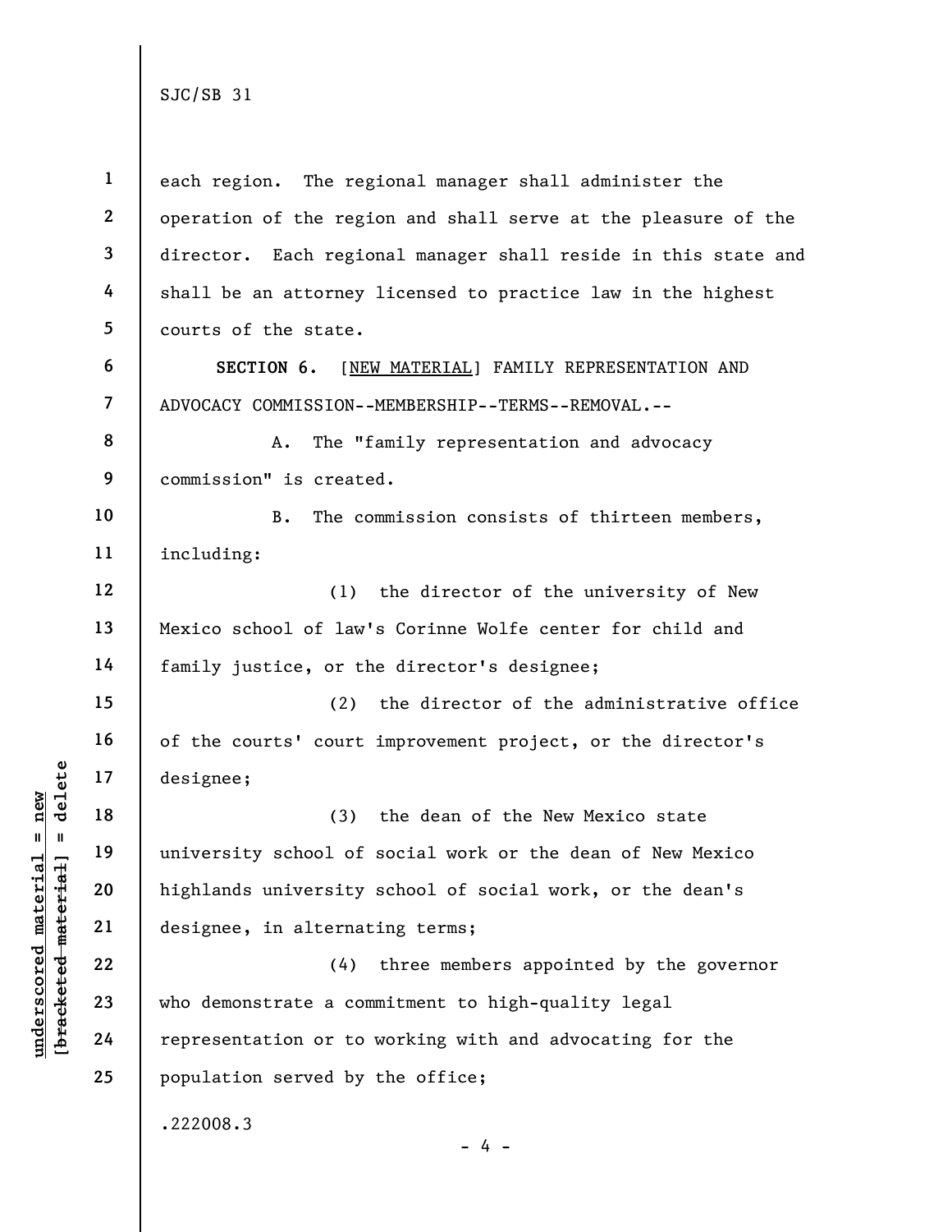each region. The regional manager shall administer the operation of the region and shall serve at the pleasure of the director. Each regional manager shall reside in this state and shall be an attorney licensed to practice law in the highest courts of the state.

**SECTION 6.** [NEW MATERIAL] FAMILY REPRESENTATION AND ADVOCACY COMMISSION--MEMBERSHIP--TERMS--REMOVAL.--

A. The "family representation and advocacy commission" is created.

B. The commission consists of thirteen members, including:

(1) the director of the university of New Mexico school of law's Corinne Wolfe center for child and family justice, or the director's designee;

(2) the director of the administrative office of the courts' court improvement project, or the director's designee;

(3) the dean of the New Mexico state university school of social work or the dean of New Mexico highlands university school of social work, or the dean's designee, in alternating terms;

(4) three members appointed by the governor who demonstrate a commitment to high-quality legal representation or to working with and advocating for the population served by the office;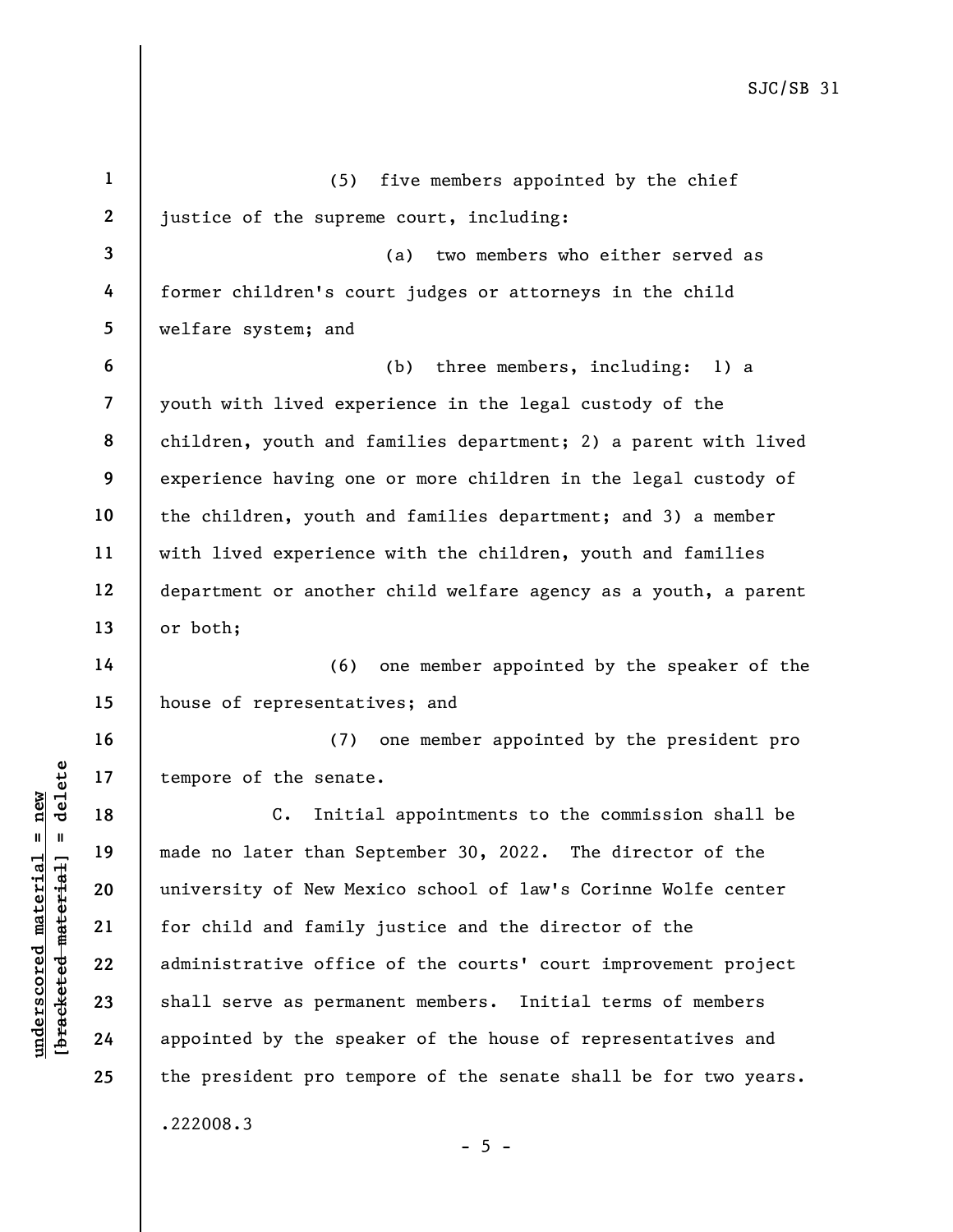(5) five members appointed by the chief justice of the supreme court, including:

(a) two members who either served as former children's court judges or attorneys in the child welfare system; and

(b) three members, including: 1) a youth with lived experience in the legal custody of the children, youth and families department; 2) a parent with lived experience having one or more children in the legal custody of the children, youth and families department; and 3) a member with lived experience with the children, youth and families department or another child welfare agency as a youth, a parent or both;

(6) one member appointed by the speaker of the house of representatives; and

(7) one member appointed by the president pro tempore of the senate.

C. Initial appointments to the commission shall be made no later than September 30, 2022. The director of the university of New Mexico school of law's Corinne Wolfe center for child and family justice and the director of the administrative office of the courts' court improvement project shall serve as permanent members. Initial terms of members appointed by the speaker of the house of representatives and the president pro tempore of the senate shall be for two years.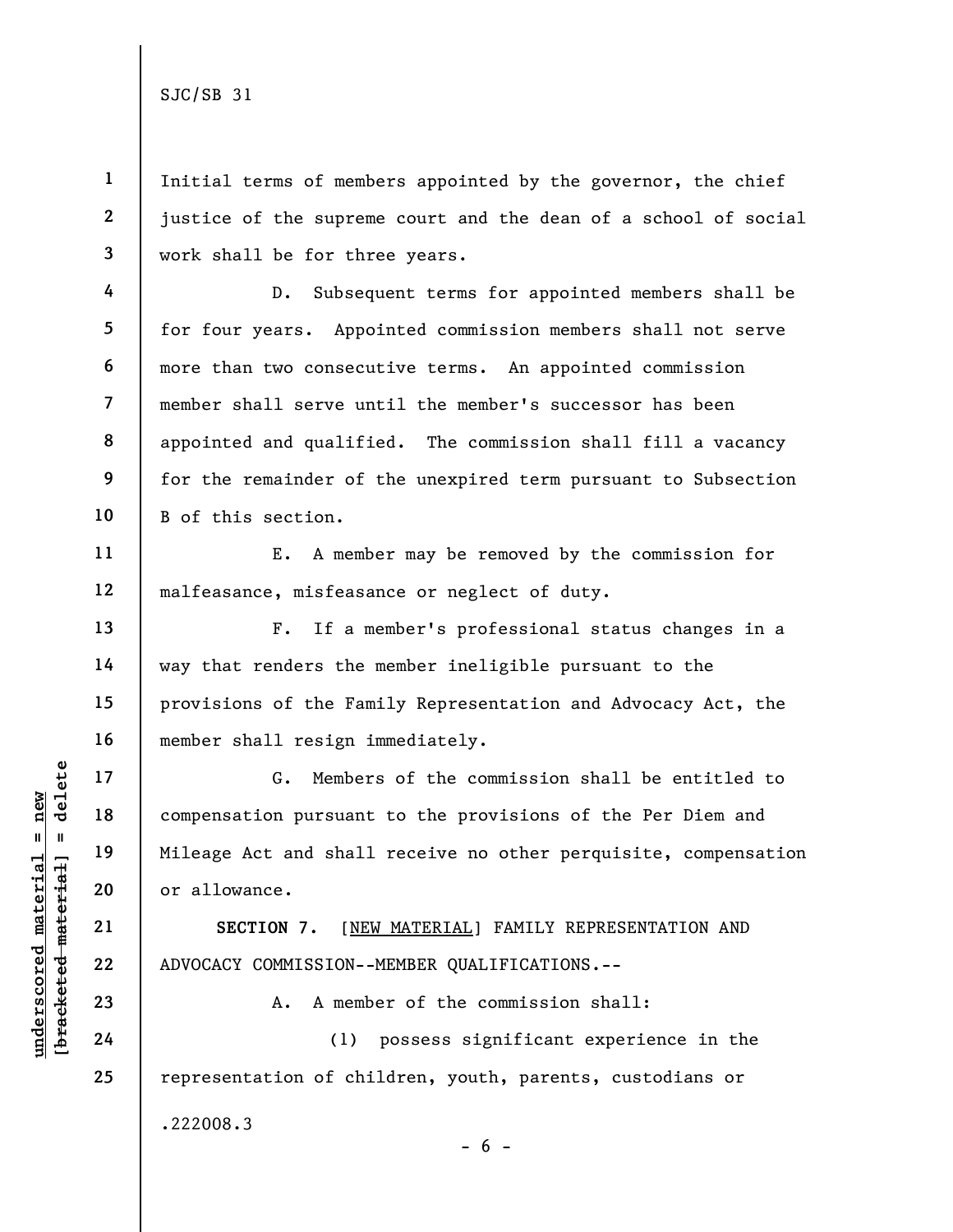Initial terms of members appointed by the governor, the chief justice of the supreme court and the dean of a school of social work shall be for three years.

D. Subsequent terms for appointed members shall be for four years. Appointed commission members shall not serve more than two consecutive terms. An appointed commission member shall serve until the member's successor has been appointed and qualified. The commission shall fill a vacancy for the remainder of the unexpired term pursuant to Subsection B of this section.

E. A member may be removed by the commission for malfeasance, misfeasance or neglect of duty.

F. If a member's professional status changes in a way that renders the member ineligible pursuant to the provisions of the Family Representation and Advocacy Act, the member shall resign immediately.

G. Members of the commission shall be entitled to compensation pursuant to the provisions of the Per Diem and Mileage Act and shall receive no other perquisite, compensation or allowance.

**SECTION 7.** [NEW MATERIAL] FAMILY REPRESENTATION AND ADVOCACY COMMISSION--MEMBER QUALIFICATIONS.--

A. A member of the commission shall:

(1) possess significant experience in the representation of children, youth, parents, custodians or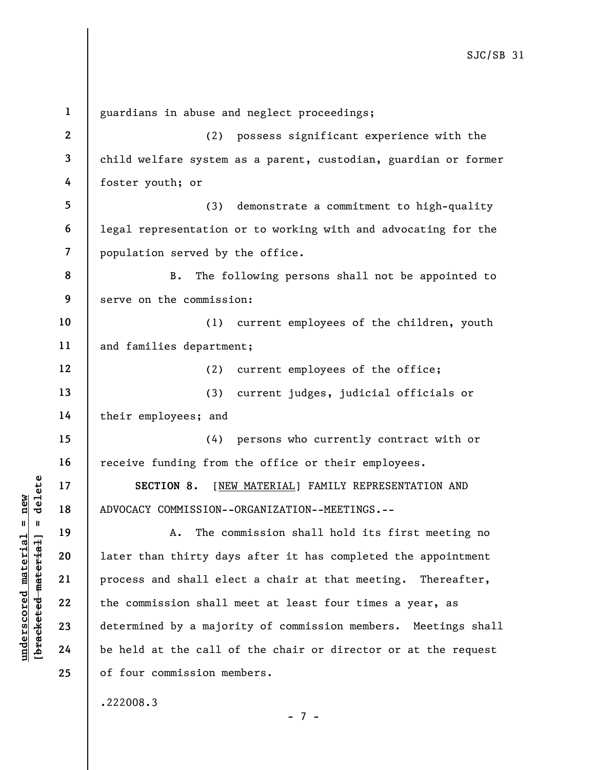guardians in abuse and neglect proceedings;

(2) possess significant experience with the child welfare system as a parent, custodian, guardian or former foster youth; or

(3) demonstrate a commitment to high-quality legal representation or to working with and advocating for the population served by the office.

B. The following persons shall not be appointed to serve on the commission:

(1) current employees of the children, youth and families department;

(2) current employees of the office;

(3) current judges, judicial officials or their employees; and

(4) persons who currently contract with or receive funding from the office or their employees.

**SECTION 8.** [NEW MATERIAL] FAMILY REPRESENTATION AND ADVOCACY COMMISSION--ORGANIZATION--MEETINGS.--

A. The commission shall hold its first meeting no later than thirty days after it has completed the appointment process and shall elect a chair at that meeting. Thereafter, the commission shall meet at least four times a year, as determined by a majority of commission members. Meetings shall be held at the call of the chair or director or at the request of four commission members.

.222008.3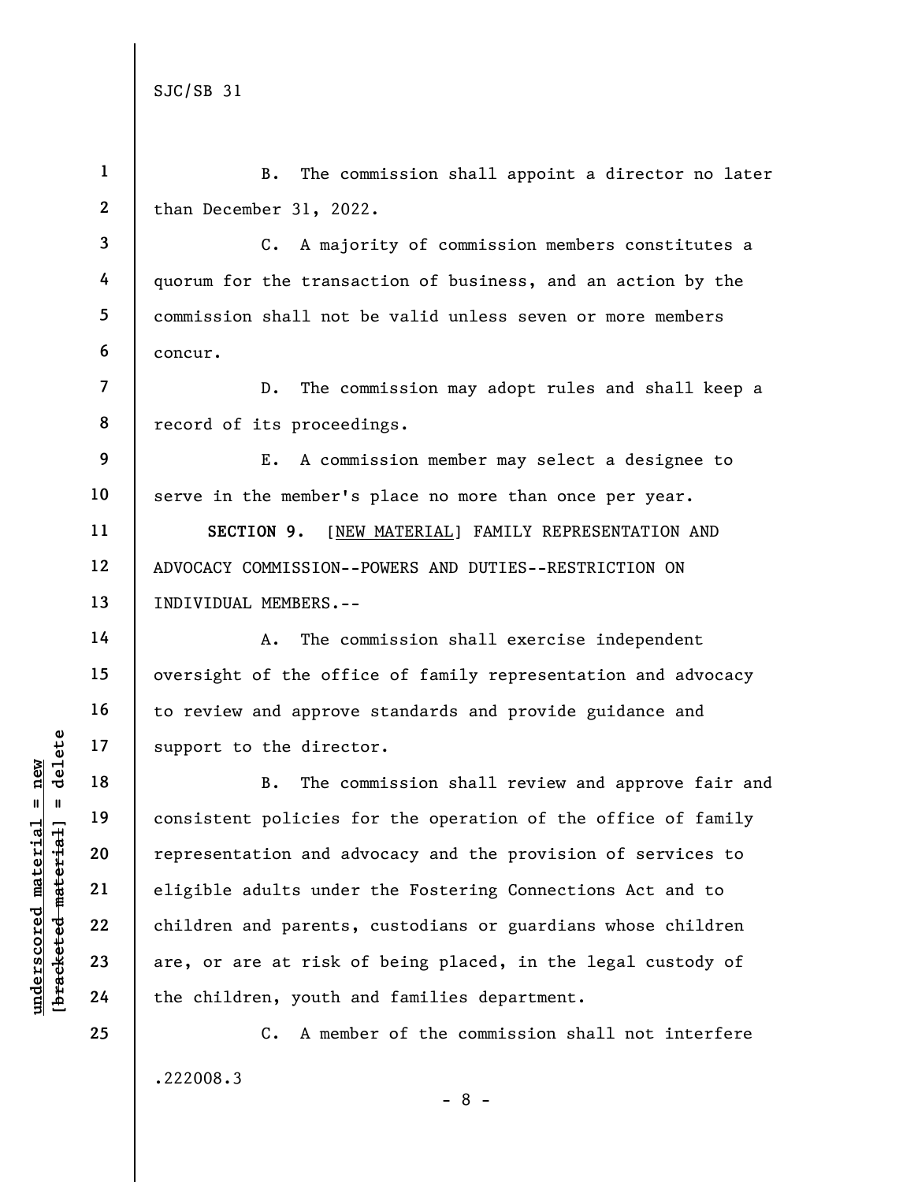B. The commission shall appoint a director no later than December 31, 2022.

C. A majority of commission members constitutes a quorum for the transaction of business, and an action by the commission shall not be valid unless seven or more members concur.

D. The commission may adopt rules and shall keep a record of its proceedings.

E. A commission member may select a designee to serve in the member's place no more than once per year.

**SECTION 9.** [NEW MATERIAL] FAMILY REPRESENTATION AND ADVOCACY COMMISSION--POWERS AND DUTIES--RESTRICTION ON INDIVIDUAL MEMBERS.--

A. The commission shall exercise independent oversight of the office of family representation and advocacy to review and approve standards and provide guidance and support to the director.

B. The commission shall review and approve fair and consistent policies for the operation of the office of family representation and advocacy and the provision of services to eligible adults under the Fostering Connections Act and to children and parents, custodians or guardians whose children are, or are at risk of being placed, in the legal custody of the children, youth and families department.

C. A member of the commission shall not interfere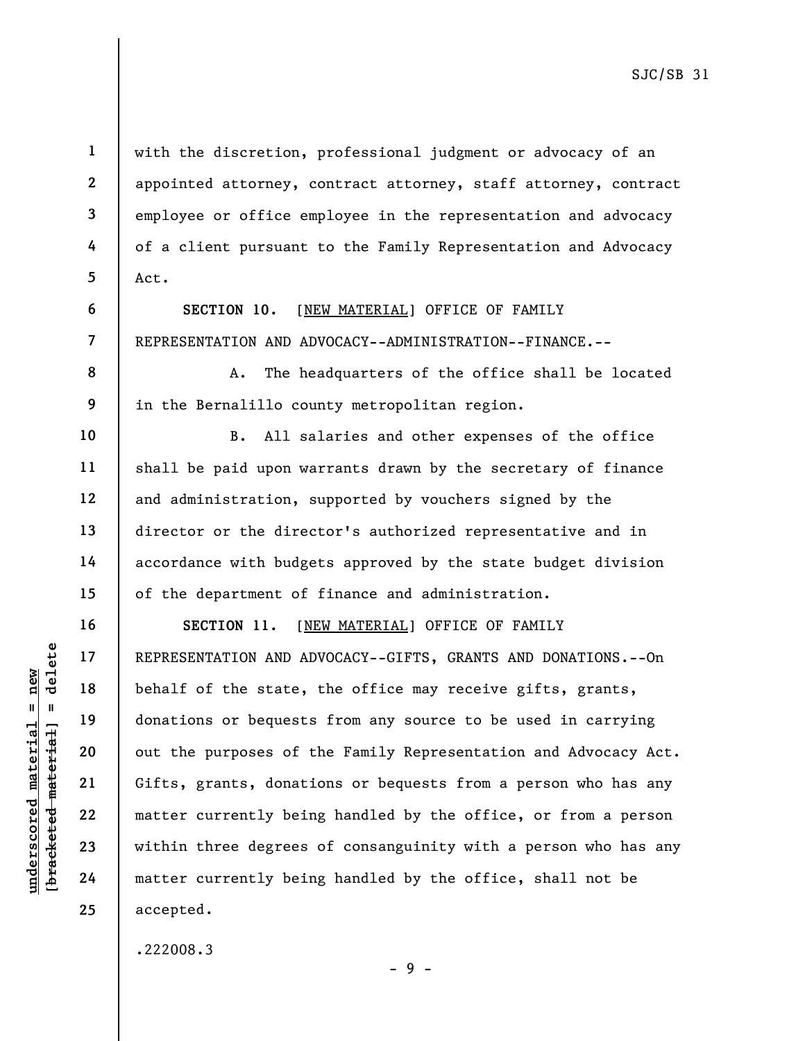with the discretion, professional judgment or advocacy of an appointed attorney, contract attorney, staff attorney, contract employee or office employee in the representation and advocacy of a client pursuant to the Family Representation and Advocacy Act.

**SECTION 10.** [NEW MATERIAL] OFFICE OF FAMILY REPRESENTATION AND ADVOCACY--ADMINISTRATION--FINANCE.--

A. The headquarters of the office shall be located in the Bernalillo county metropolitan region.

B. All salaries and other expenses of the office shall be paid upon warrants drawn by the secretary of finance and administration, supported by vouchers signed by the director or the director's authorized representative and in accordance with budgets approved by the state budget division of the department of finance and administration.

**SECTION 11.** [NEW MATERIAL] OFFICE OF FAMILY REPRESENTATION AND ADVOCACY--GIFTS, GRANTS AND DONATIONS.--On behalf of the state, the office may receive gifts, grants, donations or bequests from any source to be used in carrying out the purposes of the Family Representation and Advocacy Act. Gifts, grants, donations or bequests from a person who has any matter currently being handled by the office, or from a person within three degrees of consanguinity with a person who has any matter currently being handled by the office, shall not be accepted.

.222008.3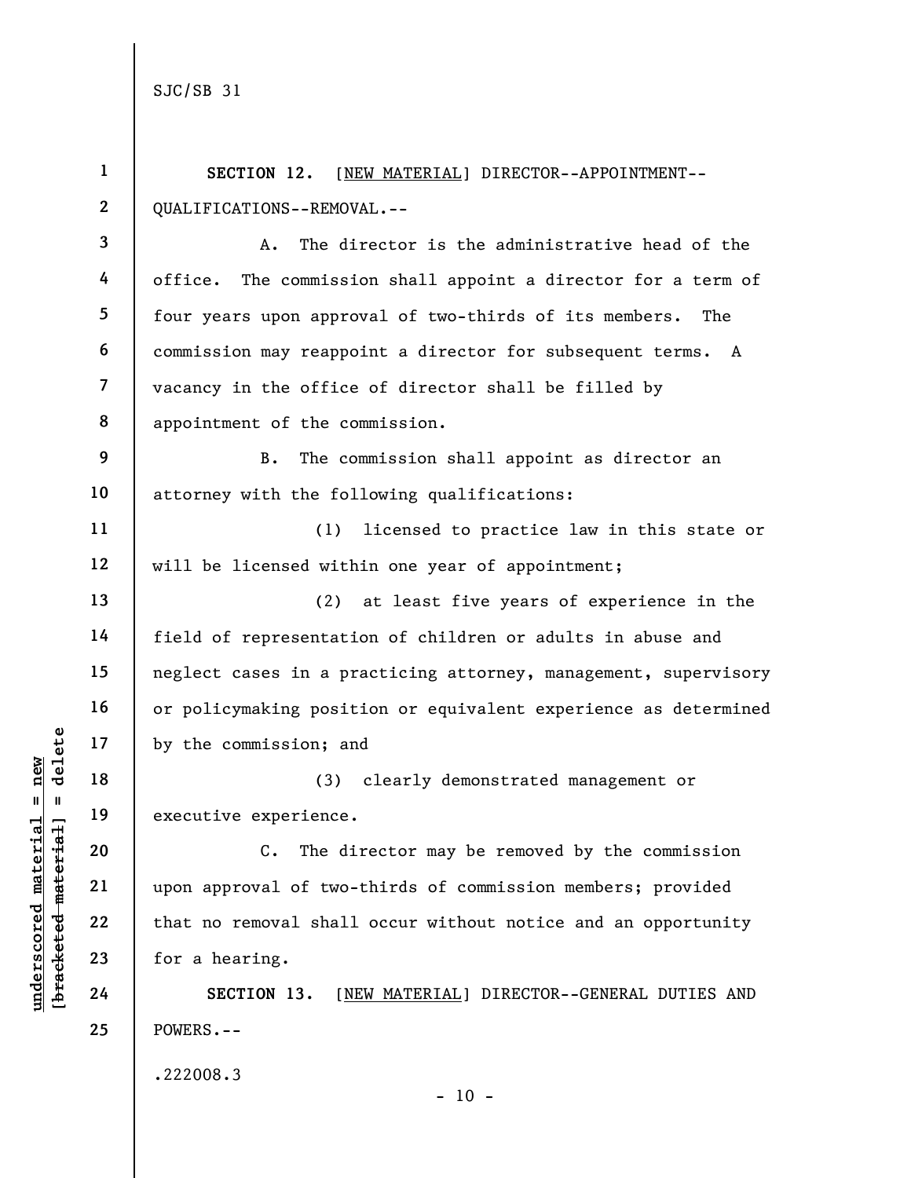**SECTION 12.** [NEW MATERIAL] DIRECTOR--APPOINTMENT--QUALIFICATIONS--REMOVAL.--

A. The director is the administrative head of the office. The commission shall appoint a director for a term of four years upon approval of two-thirds of its members. The commission may reappoint a director for subsequent terms. A vacancy in the office of director shall be filled by appointment of the commission.

B. The commission shall appoint as director an attorney with the following qualifications:

(1) licensed to practice law in this state or will be licensed within one year of appointment;

(2) at least five years of experience in the field of representation of children or adults in abuse and neglect cases in a practicing attorney, management, supervisory or policymaking position or equivalent experience as determined by the commission; and

(3) clearly demonstrated management or executive experience.

C. The director may be removed by the commission upon approval of two-thirds of commission members; provided that no removal shall occur without notice and an opportunity for a hearing.

**SECTION 13.** [NEW MATERIAL] DIRECTOR--GENERAL DUTIES AND POWERS.--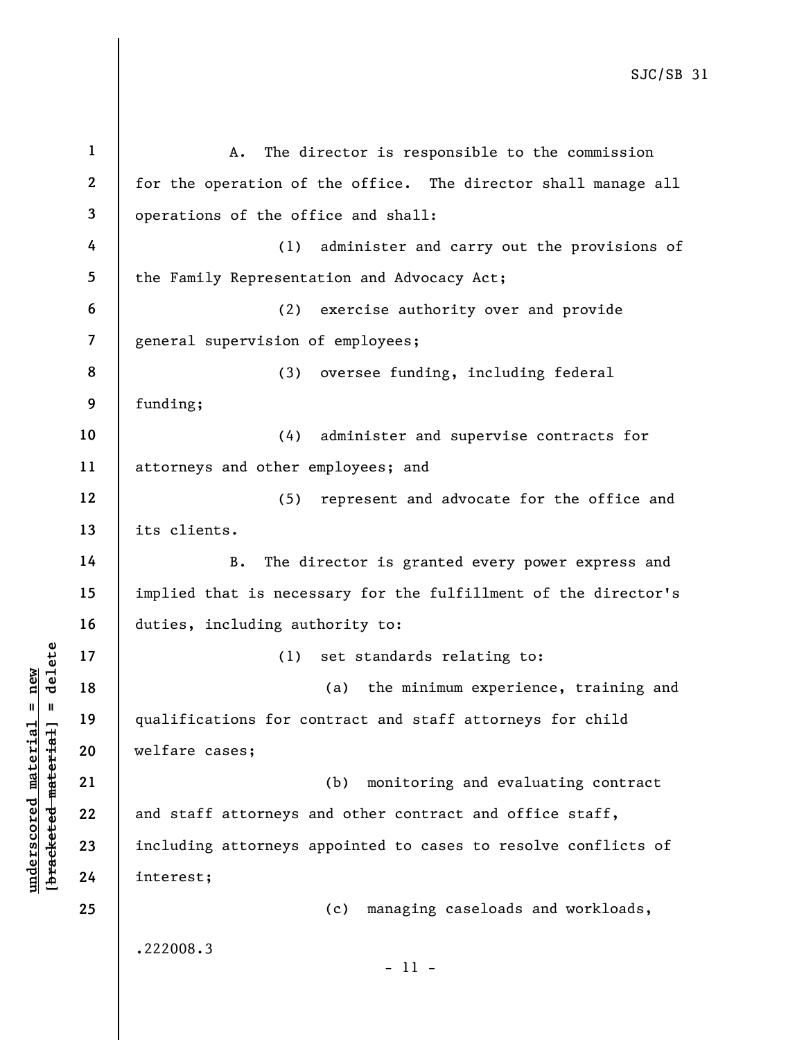A. The director is responsible to the commission for the operation of the office. The director shall manage all operations of the office and shall:

(1) administer and carry out the provisions of the Family Representation and Advocacy Act;

(2) exercise authority over and provide general supervision of employees;

(3) oversee funding, including federal funding;

(4) administer and supervise contracts for attorneys and other employees; and

(5) represent and advocate for the office and its clients.

B. The director is granted every power express and implied that is necessary for the fulfillment of the director's duties, including authority to:

(1) set standards relating to:

(a) the minimum experience, training and qualifications for contract and staff attorneys for child welfare cases;

(b) monitoring and evaluating contract and staff attorneys and other contract and office staff, including attorneys appointed to cases to resolve conflicts of interest;

(c) managing caseloads and workloads,

.222008.3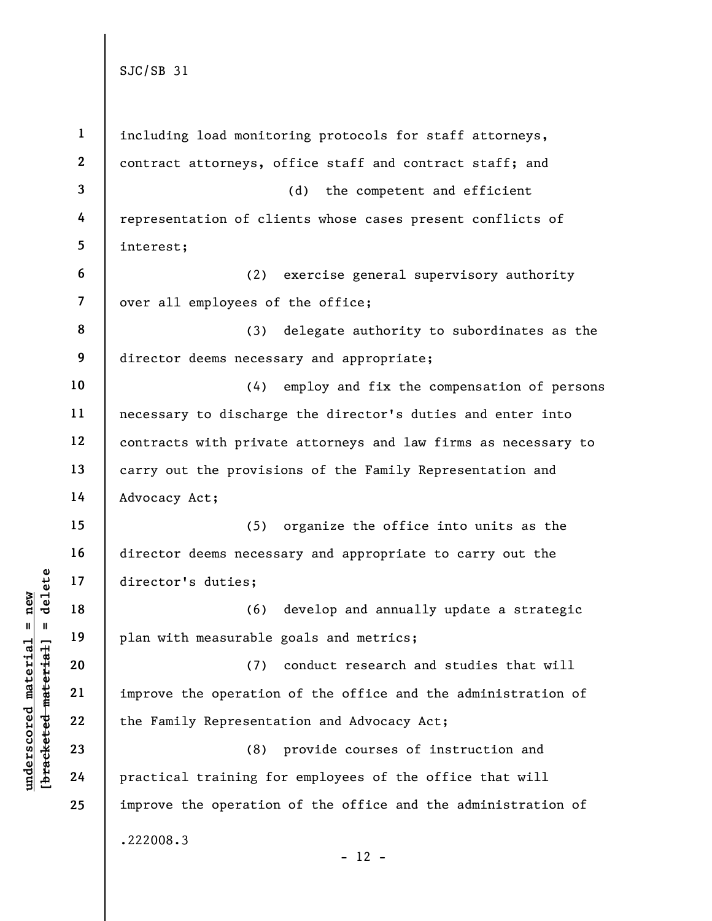including load monitoring protocols for staff attorneys, contract attorneys, office staff and contract staff; and

(d) the competent and efficient representation of clients whose cases present conflicts of interest;

(2) exercise general supervisory authority over all employees of the office;

(3) delegate authority to subordinates as the director deems necessary and appropriate;

(4) employ and fix the compensation of persons necessary to discharge the director's duties and enter into contracts with private attorneys and law firms as necessary to carry out the provisions of the Family Representation and Advocacy Act;

(5) organize the office into units as the director deems necessary and appropriate to carry out the director's duties;

(6) develop and annually update a strategic plan with measurable goals and metrics;

(7) conduct research and studies that will improve the operation of the office and the administration of the Family Representation and Advocacy Act;

(8) provide courses of instruction and practical training for employees of the office that will improve the operation of the office and the administration of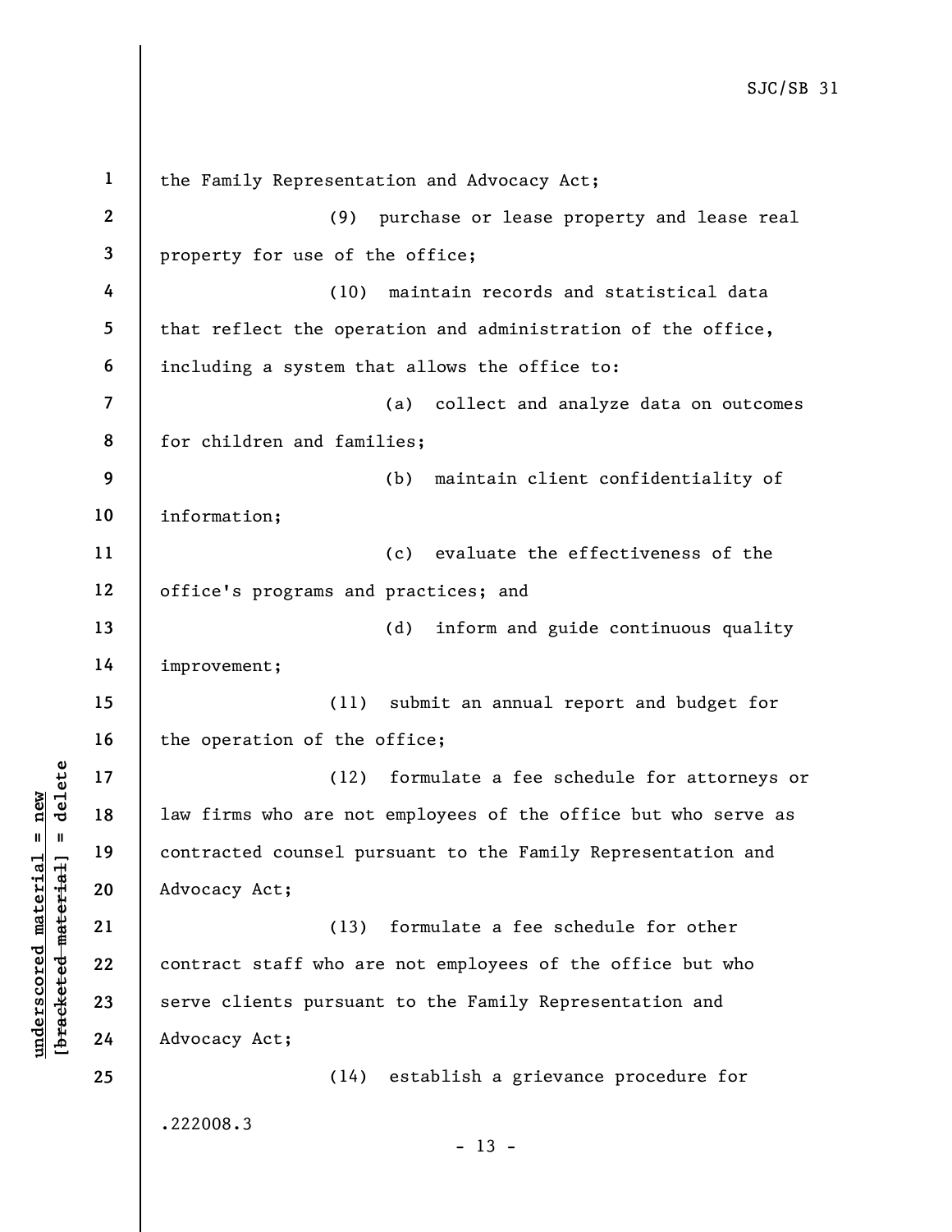the Family Representation and Advocacy Act;

(9) purchase or lease property and lease real property for use of the office;

(10) maintain records and statistical data that reflect the operation and administration of the office, including a system that allows the office to:

(a) collect and analyze data on outcomes for children and families;

(b) maintain client confidentiality of information;

(c) evaluate the effectiveness of the office's programs and practices; and

(d) inform and guide continuous quality improvement;

(11) submit an annual report and budget for the operation of the office;

(12) formulate a fee schedule for attorneys or law firms who are not employees of the office but who serve as contracted counsel pursuant to the Family Representation and Advocacy Act;

(13) formulate a fee schedule for other contract staff who are not employees of the office but who serve clients pursuant to the Family Representation and Advocacy Act;

(14) establish a grievance procedure for

.222008.3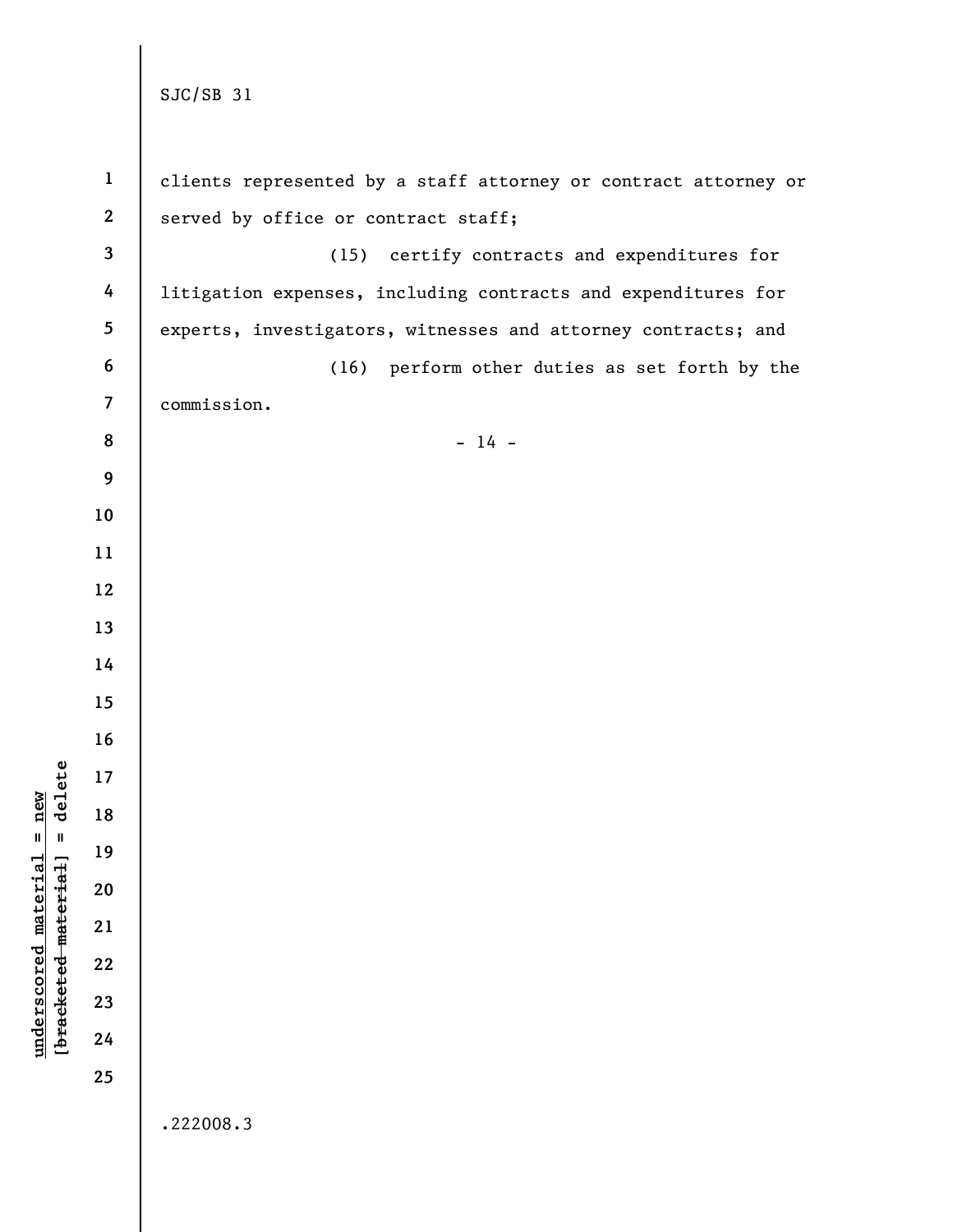clients represented by a staff attorney or contract attorney or served by office or contract staff;

(15) certify contracts and expenditures for litigation expenses, including contracts and expenditures for experts, investigators, witnesses and attorney contracts; and

(16) perform other duties as set forth by the commission.